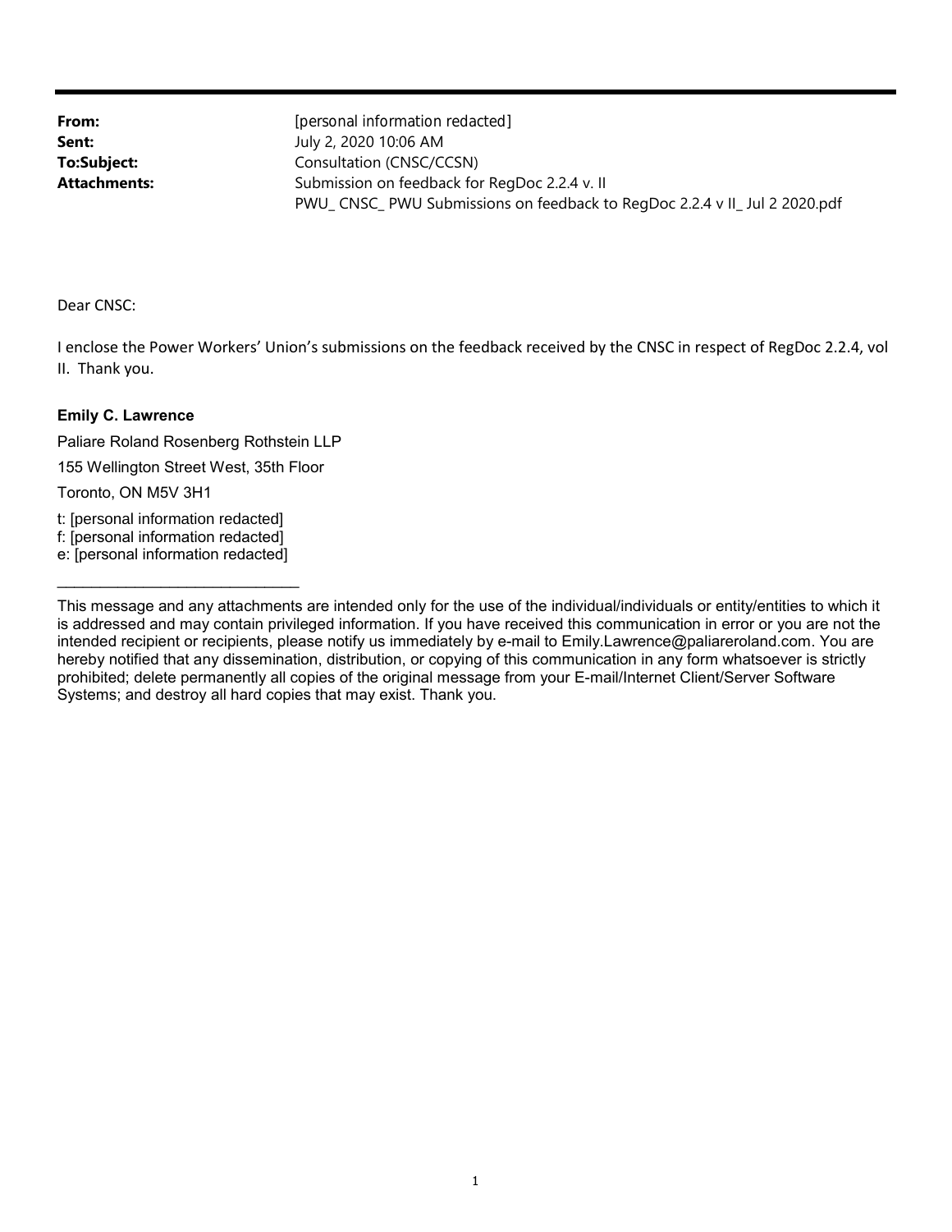**From:** [personal information redacted]
**Sent:** July 2, 2020 10:06 AM
**To:Subject:** Consultation (CNSC/CCSN)
**Attachments:** Submission on feedback for RegDoc 2.2.4 v. II
PWU_ CNSC_ PWU Submissions on feedback to RegDoc 2.2.4 v II_ Jul 2 2020.pdf

Dear CNSC:

I enclose the Power Workers' Union's submissions on the feedback received by the CNSC in respect of RegDoc 2.2.4, vol II. Thank you.

**Emily C. Lawrence**

Paliare Roland Rosenberg Rothstein LLP

155 Wellington Street West, 35th Floor

Toronto, ON M5V 3H1

t: [personal information redacted]
f: [personal information redacted]
e: [personal information redacted]

______________________________

This message and any attachments are intended only for the use of the individual/individuals or entity/entities to which it is addressed and may contain privileged information. If you have received this communication in error or you are not the intended recipient or recipients, please notify us immediately by e-mail to Emily.Lawrence@paliareroland.com. You are hereby notified that any dissemination, distribution, or copying of this communication in any form whatsoever is strictly prohibited; delete permanently all copies of the original message from your E-mail/Internet Client/Server Software Systems; and destroy all hard copies that may exist. Thank you.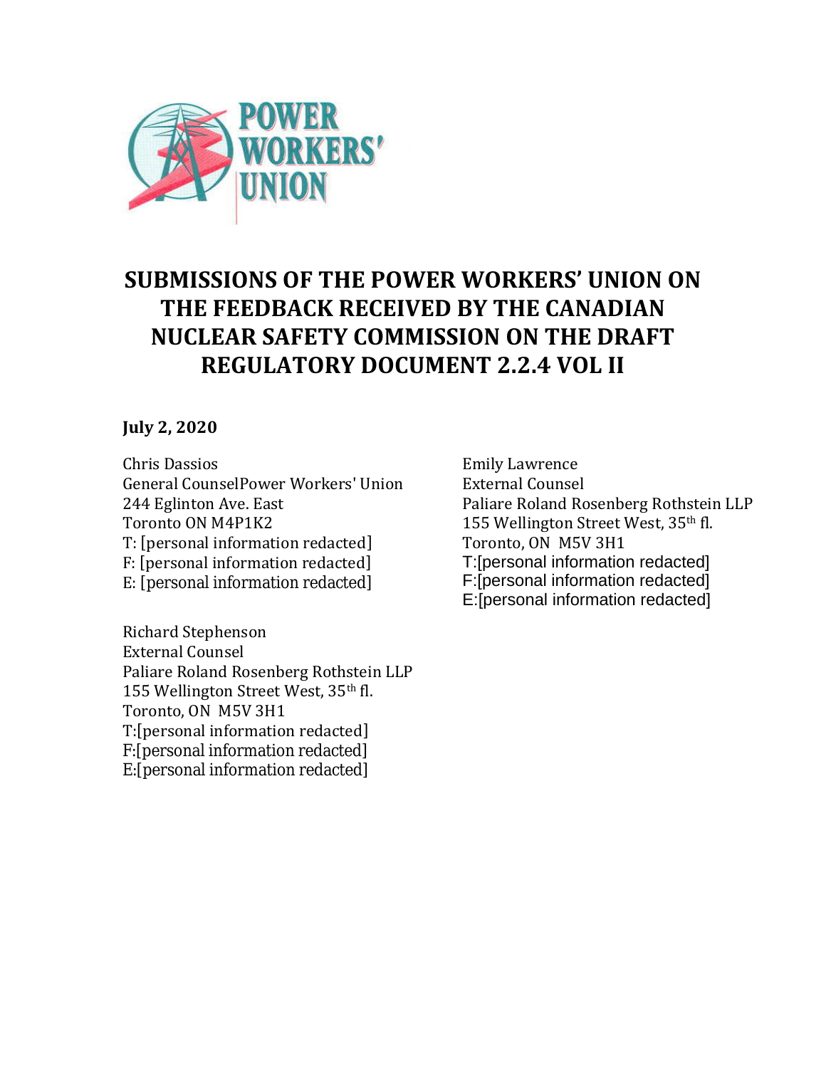# SUBMISSIONS OF THE POWER WORKERS' UNION ON THE FEEDBACK RECEIVED BY THE CANADIAN NUCLEAR SAFETY COMMISSION ON THE DRAFT REGULATORY DOCUMENT 2.2.4 VOL II

**July 2, 2020**

Chris Dassios  
General CounselPower Workers' Union  
244 Eglinton Ave. East  
Toronto ON M4P1K2  
T: [personal information redacted]  
F: [personal information redacted]  
E: [personal information redacted]

Richard Stephenson  
External Counsel  
Paliare Roland Rosenberg Rothstein LLP  
155 Wellington Street West, 35th fl.  
Toronto, ON M5V 3H1  
T:[personal information redacted]  
F:[personal information redacted]  
E:[personal information redacted]

Emily Lawrence  
External Counsel  
Paliare Roland Rosenberg Rothstein LLP  
155 Wellington Street West, 35th fl.  
Toronto, ON M5V 3H1  
T:[personal information redacted]  
F:[personal information redacted]  
E:[personal information redacted]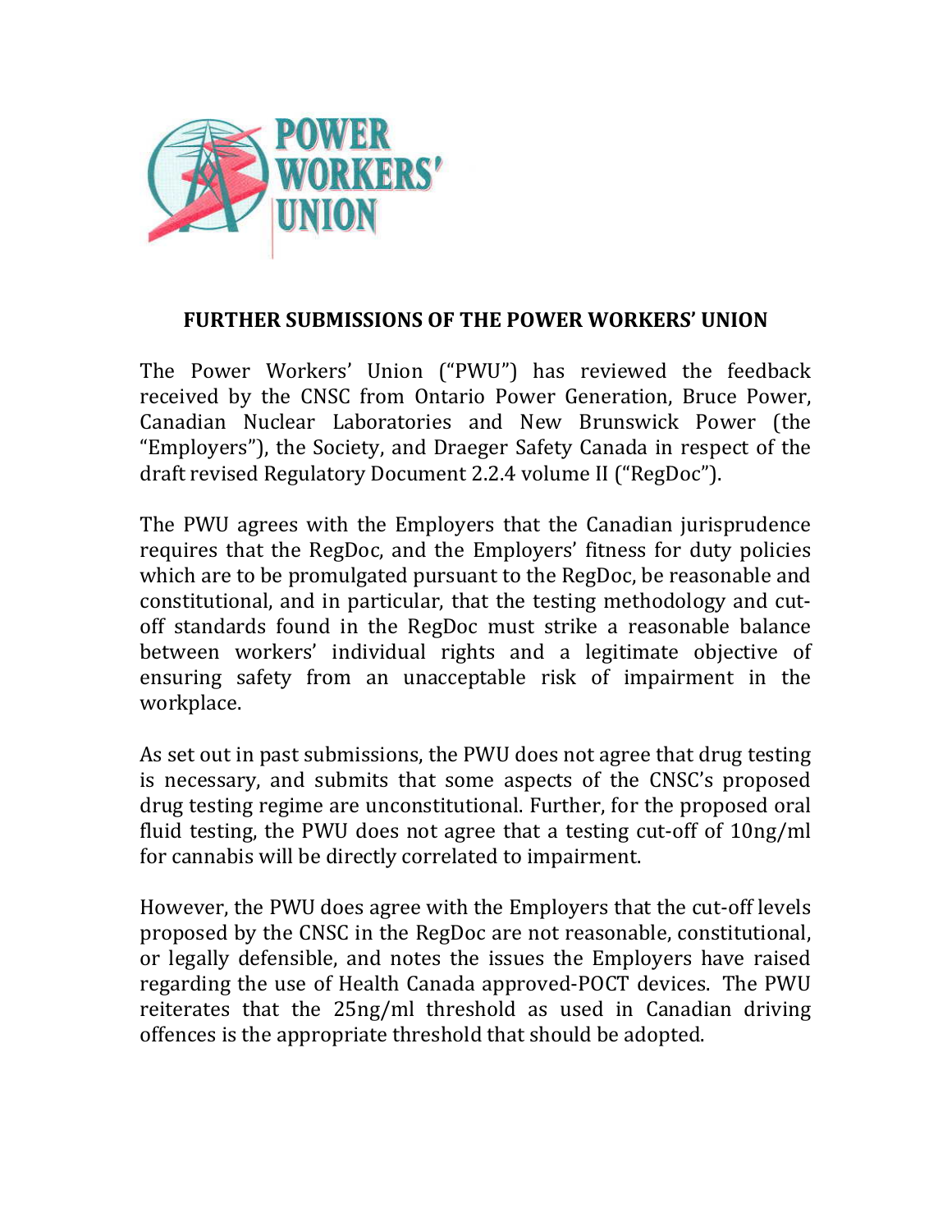**FURTHER SUBMISSIONS OF THE POWER WORKERS' UNION**

The Power Workers' Union ("PWU") has reviewed the feedback received by the CNSC from Ontario Power Generation, Bruce Power, Canadian Nuclear Laboratories and New Brunswick Power (the "Employers"), the Society, and Draeger Safety Canada in respect of the draft revised Regulatory Document 2.2.4 volume II ("RegDoc").

The PWU agrees with the Employers that the Canadian jurisprudence requires that the RegDoc, and the Employers' fitness for duty policies which are to be promulgated pursuant to the RegDoc, be reasonable and constitutional, and in particular, that the testing methodology and cut-off standards found in the RegDoc must strike a reasonable balance between workers' individual rights and a legitimate objective of ensuring safety from an unacceptable risk of impairment in the workplace.

As set out in past submissions, the PWU does not agree that drug testing is necessary, and submits that some aspects of the CNSC's proposed drug testing regime are unconstitutional. Further, for the proposed oral fluid testing, the PWU does not agree that a testing cut-off of 10ng/ml for cannabis will be directly correlated to impairment.

However, the PWU does agree with the Employers that the cut-off levels proposed by the CNSC in the RegDoc are not reasonable, constitutional, or legally defensible, and notes the issues the Employers have raised regarding the use of Health Canada approved-POCT devices. The PWU reiterates that the 25ng/ml threshold as used in Canadian driving offences is the appropriate threshold that should be adopted.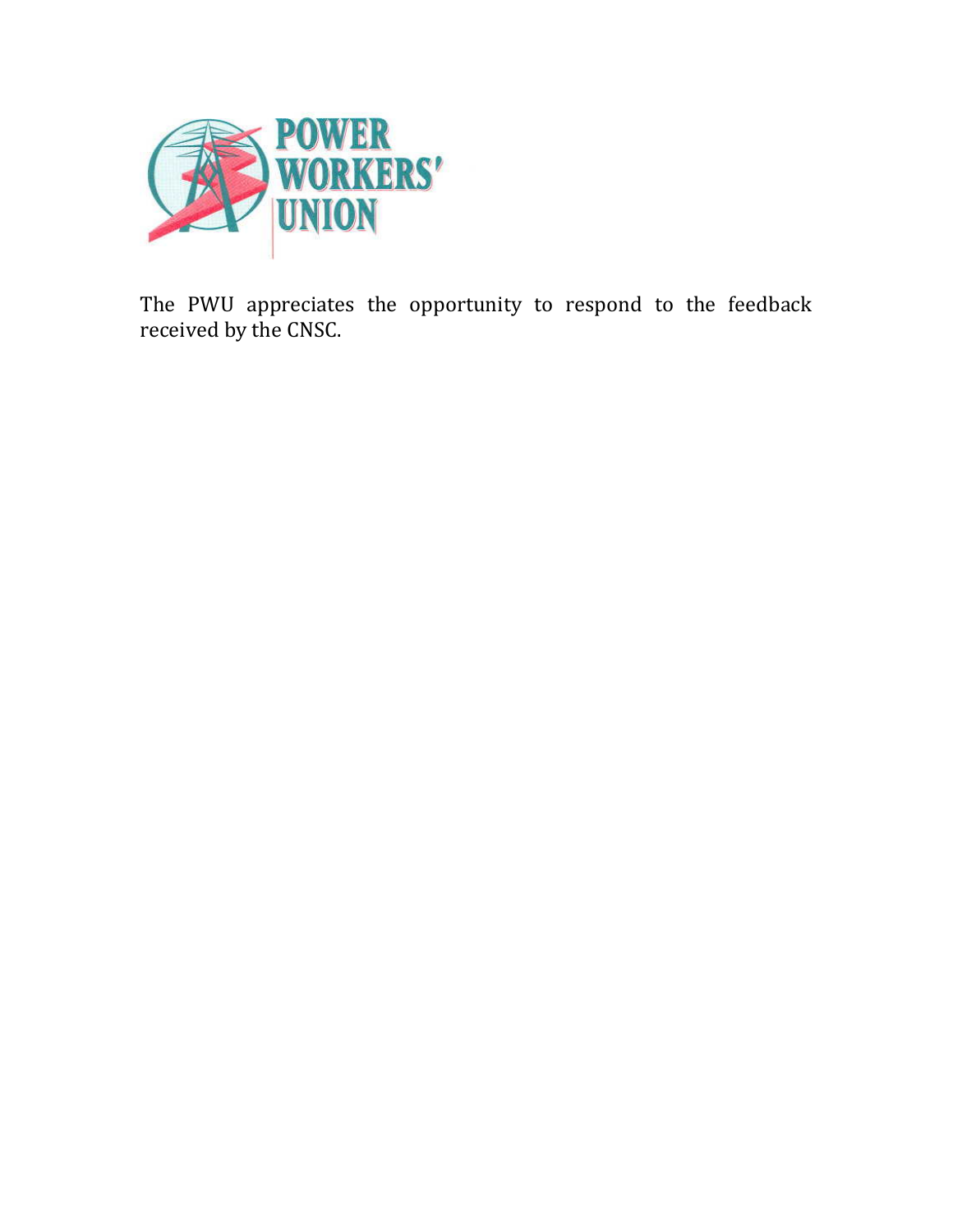POWER WORKERS' UNION

The PWU appreciates the opportunity to respond to the feedback received by the CNSC.